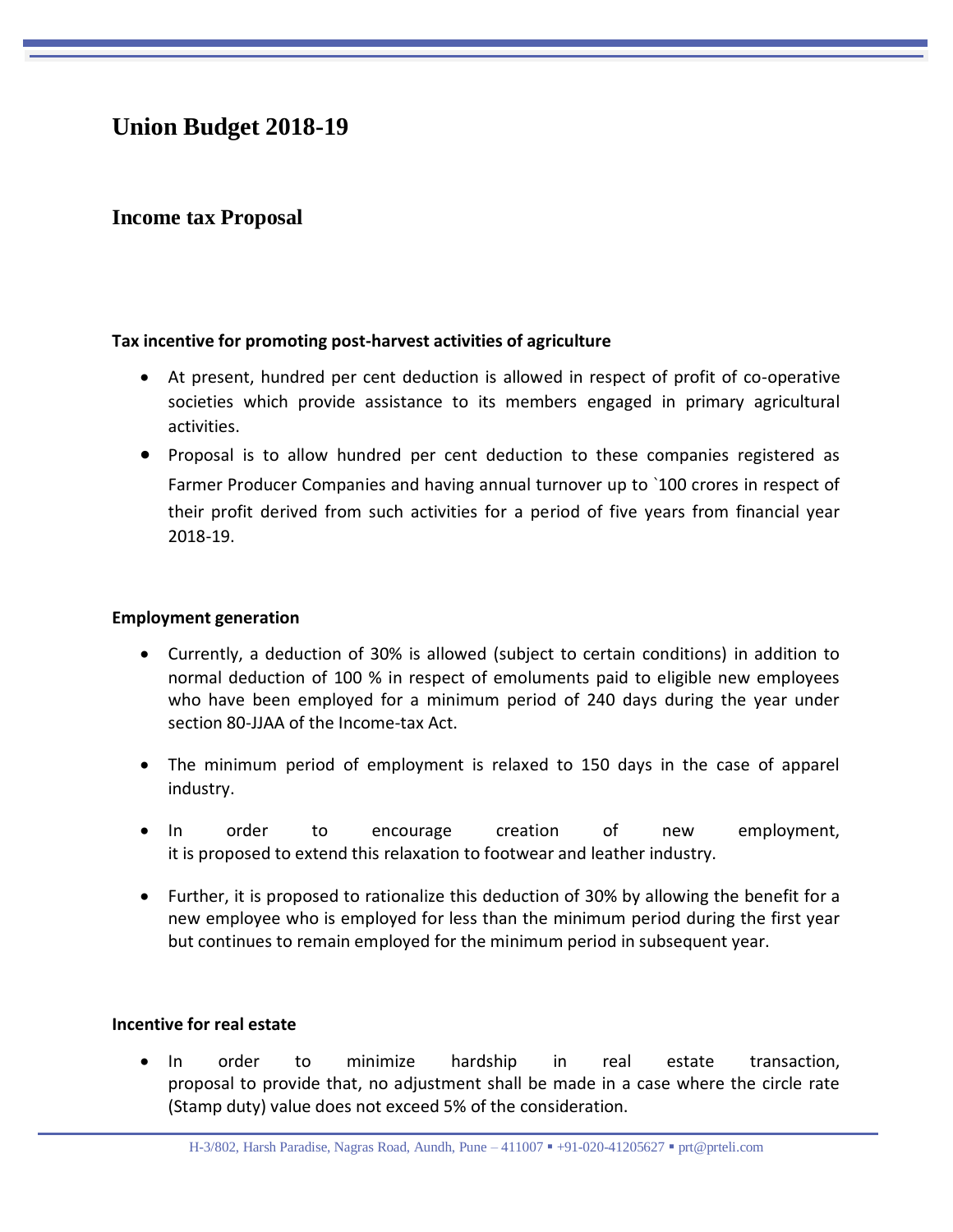# Union Budget 2018-19

## Income tax Proposal

**Tax incentive for promoting post-harvest activities of agriculture**

- At present, hundred per cent deduction is allowed in respect of profit of co-operative societies which provide assistance to its members engaged in primary agricultural activities.
- Proposal is to allow hundred per cent deduction to these companies registered as Farmer Producer Companies and having annual turnover up to `100 crores in respect of their profit derived from such activities for a period of five years from financial year 2018-19.

**Employment generation**

- Currently, a deduction of 30% is allowed (subject to certain conditions) in addition to normal deduction of 100 % in respect of emoluments paid to eligible new employees who have been employed for a minimum period of 240 days during the year under section 80-JJAA of the Income-tax Act.
- The minimum period of employment is relaxed to 150 days in the case of apparel industry.
- In order to encourage creation of new employment, it is proposed to extend this relaxation to footwear and leather industry.
- Further, it is proposed to rationalize this deduction of 30% by allowing the benefit for a new employee who is employed for less than the minimum period during the first year but continues to remain employed for the minimum period in subsequent year.

**Incentive for real estate**

- In order to minimize hardship in real estate transaction, proposal to provide that, no adjustment shall be made in a case where the circle rate (Stamp duty) value does not exceed 5% of the consideration.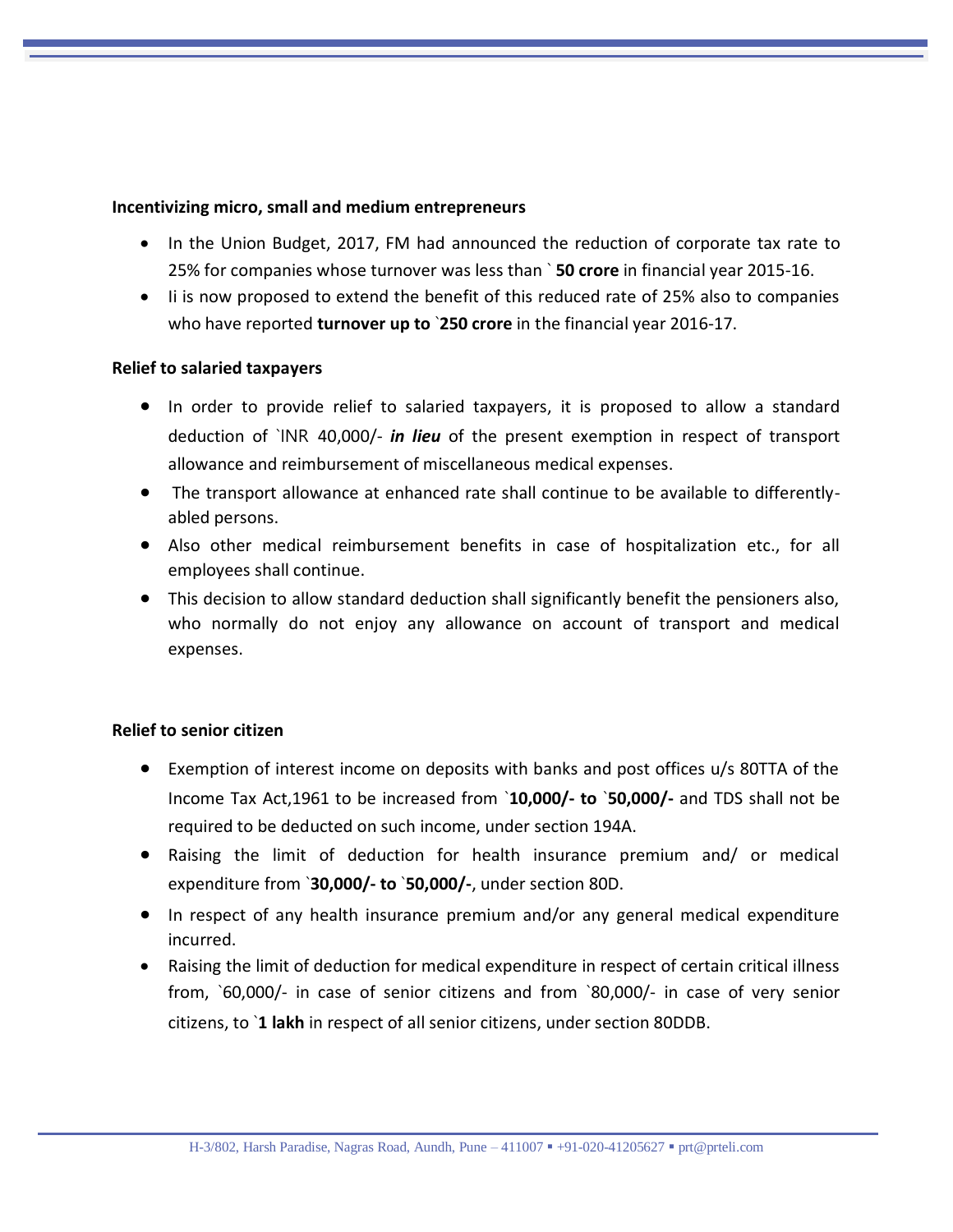**Incentivizing micro, small and medium entrepreneurs**

- In the Union Budget, 2017, FM had announced the reduction of corporate tax rate to 25% for companies whose turnover was less than ` **50 crore** in financial year 2015-16.
- Ii is now proposed to extend the benefit of this reduced rate of 25% also to companies who have reported **turnover up to `250 crore** in the financial year 2016-17.

**Relief to salaried taxpayers**

- In order to provide relief to salaried taxpayers, it is proposed to allow a standard deduction of `INR 40,000/- ***in lieu*** of the present exemption in respect of transport allowance and reimbursement of miscellaneous medical expenses.
- The transport allowance at enhanced rate shall continue to be available to differently-abled persons.
- Also other medical reimbursement benefits in case of hospitalization etc., for all employees shall continue.
- This decision to allow standard deduction shall significantly benefit the pensioners also, who normally do not enjoy any allowance on account of transport and medical expenses.

**Relief to senior citizen**

- Exemption of interest income on deposits with banks and post offices u/s 80TTA of the Income Tax Act,1961 to be increased from **`10,000/- to `50,000/-** and TDS shall not be required to be deducted on such income, under section 194A.
- Raising the limit of deduction for health insurance premium and/ or medical expenditure from **`30,000/- to `50,000/-**, under section 80D.
- In respect of any health insurance premium and/or any general medical expenditure incurred.
- Raising the limit of deduction for medical expenditure in respect of certain critical illness from, `60,000/- in case of senior citizens and from `80,000/- in case of very senior citizens, to **`1 lakh** in respect of all senior citizens, under section 80DDB.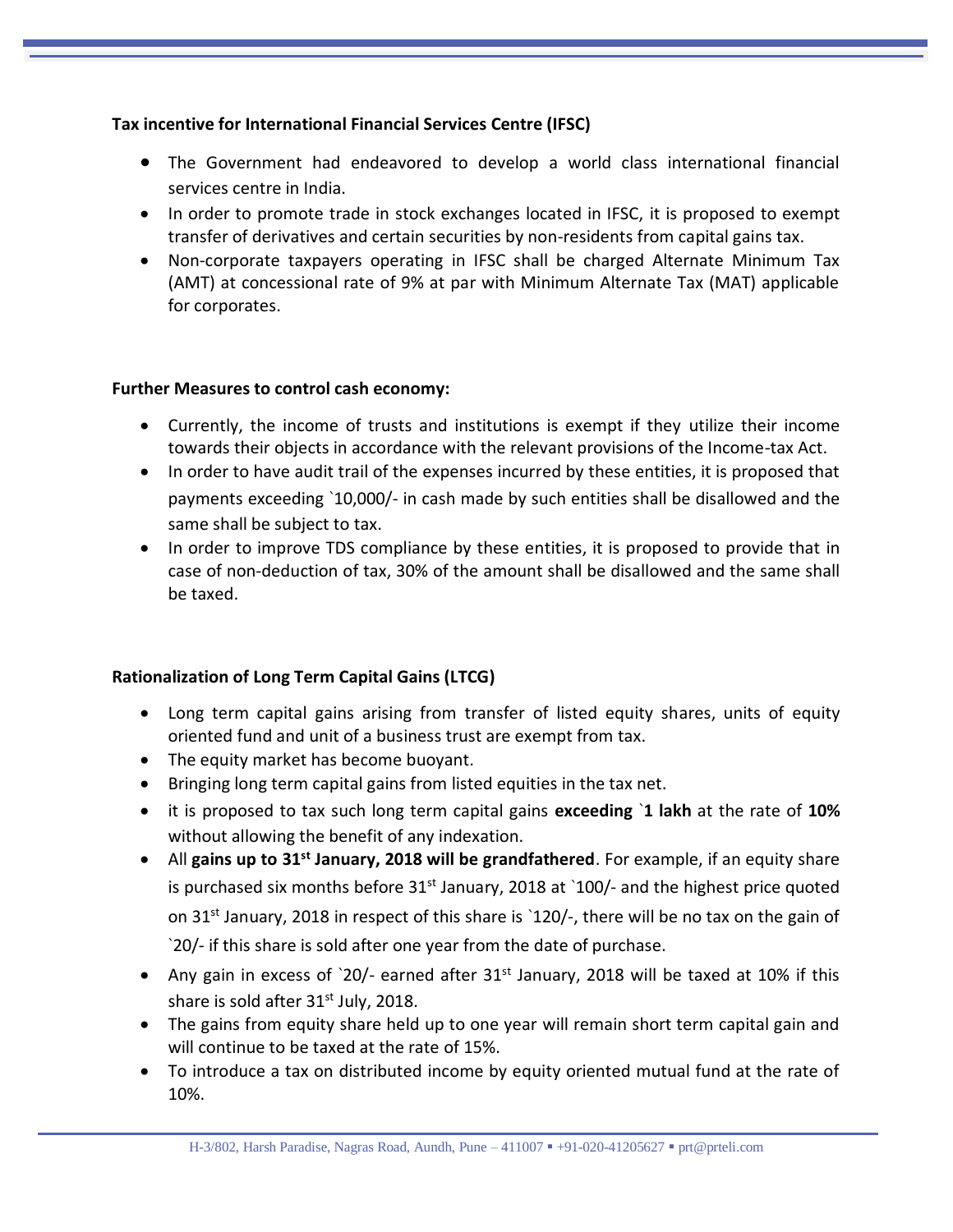**Tax incentive for International Financial Services Centre (IFSC)**

- The Government had endeavored to develop a world class international financial services centre in India.
- In order to promote trade in stock exchanges located in IFSC, it is proposed to exempt transfer of derivatives and certain securities by non-residents from capital gains tax.
- Non-corporate taxpayers operating in IFSC shall be charged Alternate Minimum Tax (AMT) at concessional rate of 9% at par with Minimum Alternate Tax (MAT) applicable for corporates.

**Further Measures to control cash economy:**

- Currently, the income of trusts and institutions is exempt if they utilize their income towards their objects in accordance with the relevant provisions of the Income-tax Act.
- In order to have audit trail of the expenses incurred by these entities, it is proposed that payments exceeding `10,000/- in cash made by such entities shall be disallowed and the same shall be subject to tax.
- In order to improve TDS compliance by these entities, it is proposed to provide that in case of non-deduction of tax, 30% of the amount shall be disallowed and the same shall be taxed.

**Rationalization of Long Term Capital Gains (LTCG)**

- Long term capital gains arising from transfer of listed equity shares, units of equity oriented fund and unit of a business trust are exempt from tax.
- The equity market has become buoyant.
- Bringing long term capital gains from listed equities in the tax net.
- it is proposed to tax such long term capital gains **exceeding `1 lakh** at the rate of **10%** without allowing the benefit of any indexation.
- All **gains up to 31st January, 2018 will be grandfathered**. For example, if an equity share is purchased six months before 31st January, 2018 at `100/- and the highest price quoted on 31st January, 2018 in respect of this share is `120/-, there will be no tax on the gain of `20/- if this share is sold after one year from the date of purchase.
- Any gain in excess of `20/- earned after 31st January, 2018 will be taxed at 10% if this share is sold after 31st July, 2018.
- The gains from equity share held up to one year will remain short term capital gain and will continue to be taxed at the rate of 15%.
- To introduce a tax on distributed income by equity oriented mutual fund at the rate of 10%.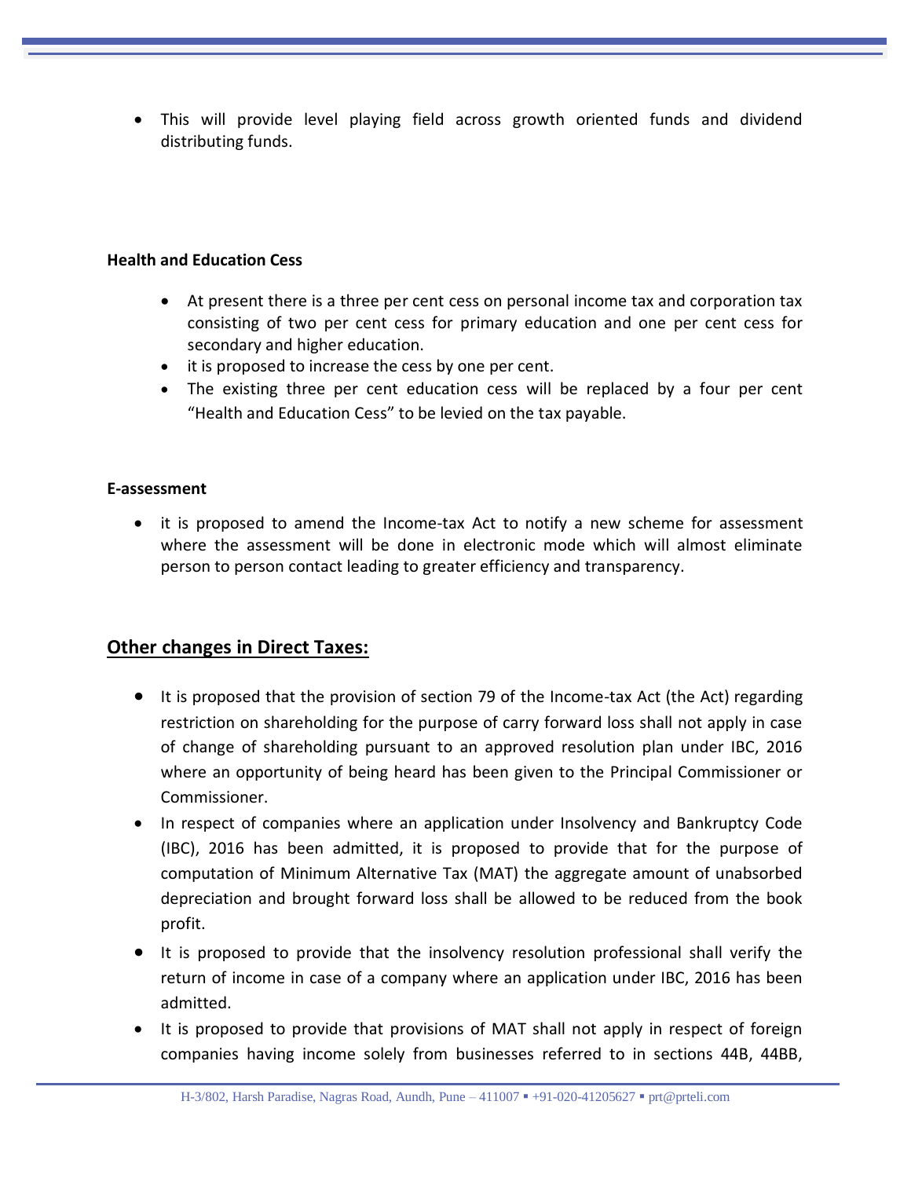- This will provide level playing field across growth oriented funds and dividend distributing funds.

**Health and Education Cess**

- At present there is a three per cent cess on personal income tax and corporation tax consisting of two per cent cess for primary education and one per cent cess for secondary and higher education.
- it is proposed to increase the cess by one per cent.
- The existing three per cent education cess will be replaced by a four per cent "Health and Education Cess" to be levied on the tax payable.

**E-assessment**

- it is proposed to amend the Income-tax Act to notify a new scheme for assessment where the assessment will be done in electronic mode which will almost eliminate person to person contact leading to greater efficiency and transparency.

## Other changes in Direct Taxes:

- It is proposed that the provision of section 79 of the Income-tax Act (the Act) regarding restriction on shareholding for the purpose of carry forward loss shall not apply in case of change of shareholding pursuant to an approved resolution plan under IBC, 2016 where an opportunity of being heard has been given to the Principal Commissioner or Commissioner.
- In respect of companies where an application under Insolvency and Bankruptcy Code (IBC), 2016 has been admitted, it is proposed to provide that for the purpose of computation of Minimum Alternative Tax (MAT) the aggregate amount of unabsorbed depreciation and brought forward loss shall be allowed to be reduced from the book profit.
- It is proposed to provide that the insolvency resolution professional shall verify the return of income in case of a company where an application under IBC, 2016 has been admitted.
- It is proposed to provide that provisions of MAT shall not apply in respect of foreign companies having income solely from businesses referred to in sections 44B, 44BB,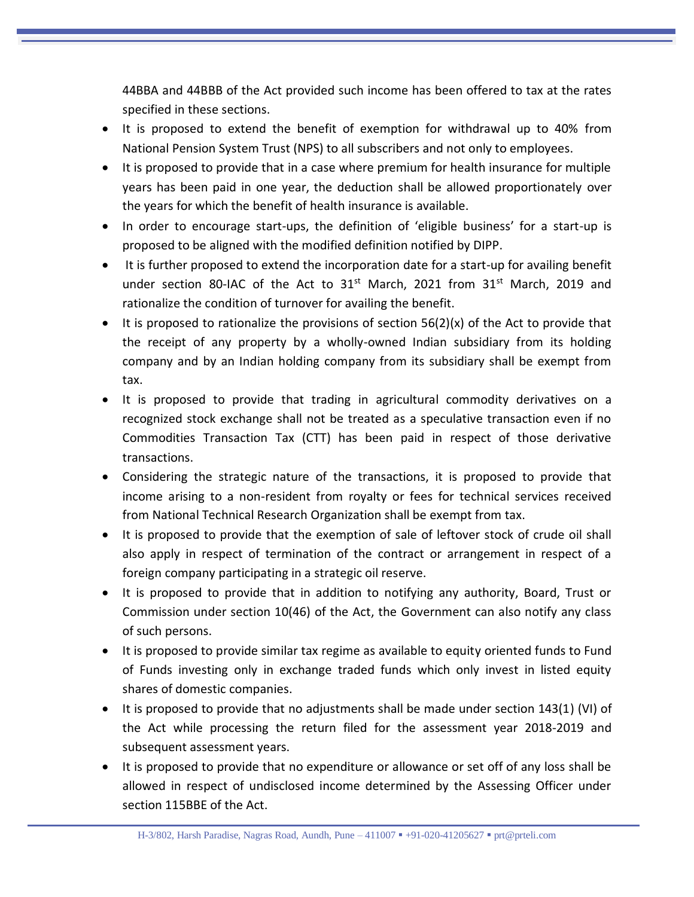44BBA and 44BBB of the Act provided such income has been offered to tax at the rates specified in these sections.

- It is proposed to extend the benefit of exemption for withdrawal up to 40% from National Pension System Trust (NPS) to all subscribers and not only to employees.
- It is proposed to provide that in a case where premium for health insurance for multiple years has been paid in one year, the deduction shall be allowed proportionately over the years for which the benefit of health insurance is available.
- In order to encourage start-ups, the definition of 'eligible business' for a start-up is proposed to be aligned with the modified definition notified by DIPP.
- It is further proposed to extend the incorporation date for a start-up for availing benefit under section 80-IAC of the Act to 31st March, 2021 from 31st March, 2019 and rationalize the condition of turnover for availing the benefit.
- It is proposed to rationalize the provisions of section 56(2)(x) of the Act to provide that the receipt of any property by a wholly-owned Indian subsidiary from its holding company and by an Indian holding company from its subsidiary shall be exempt from tax.
- It is proposed to provide that trading in agricultural commodity derivatives on a recognized stock exchange shall not be treated as a speculative transaction even if no Commodities Transaction Tax (CTT) has been paid in respect of those derivative transactions.
- Considering the strategic nature of the transactions, it is proposed to provide that income arising to a non-resident from royalty or fees for technical services received from National Technical Research Organization shall be exempt from tax.
- It is proposed to provide that the exemption of sale of leftover stock of crude oil shall also apply in respect of termination of the contract or arrangement in respect of a foreign company participating in a strategic oil reserve.
- It is proposed to provide that in addition to notifying any authority, Board, Trust or Commission under section 10(46) of the Act, the Government can also notify any class of such persons.
- It is proposed to provide similar tax regime as available to equity oriented funds to Fund of Funds investing only in exchange traded funds which only invest in listed equity shares of domestic companies.
- It is proposed to provide that no adjustments shall be made under section 143(1) (VI) of the Act while processing the return filed for the assessment year 2018-2019 and subsequent assessment years.
- It is proposed to provide that no expenditure or allowance or set off of any loss shall be allowed in respect of undisclosed income determined by the Assessing Officer under section 115BBE of the Act.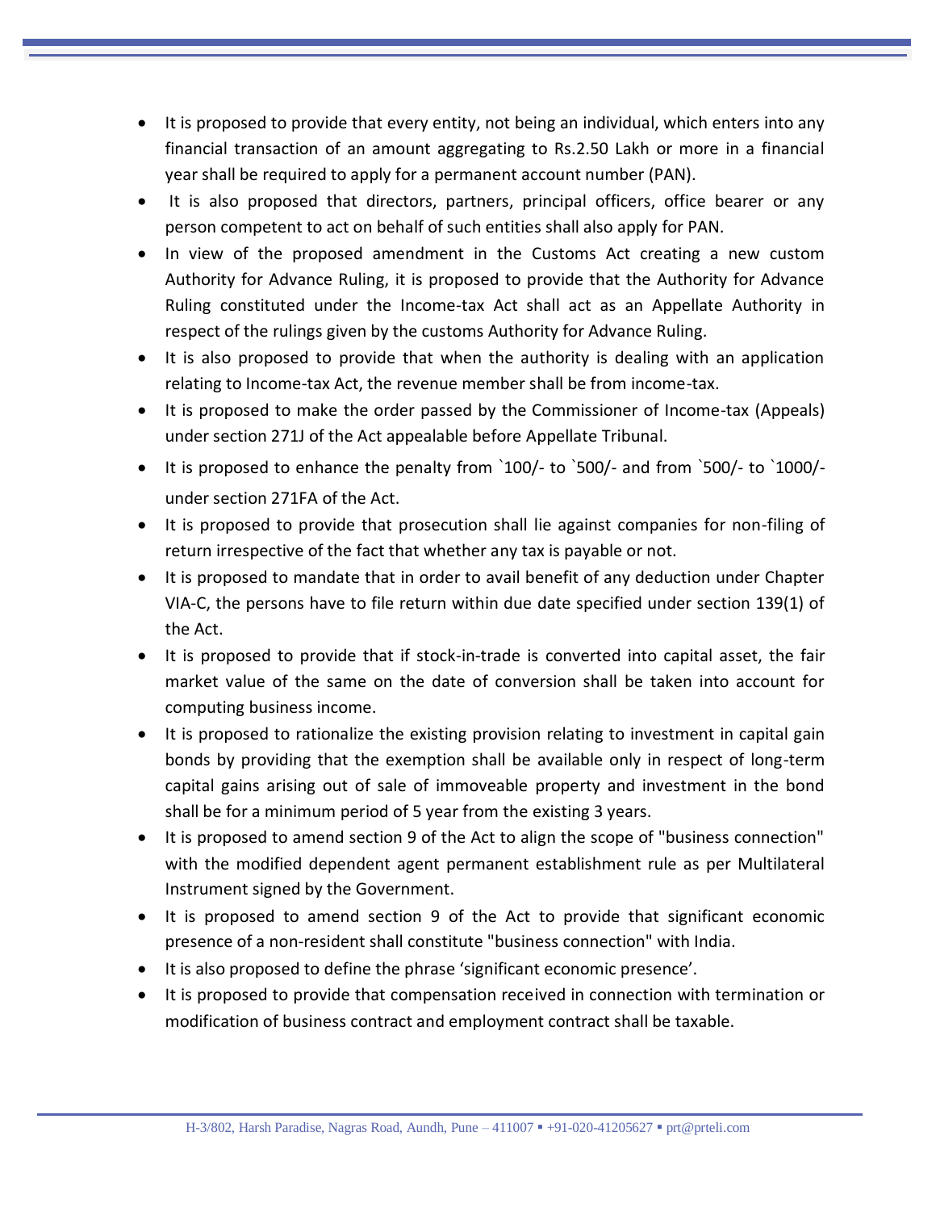- It is proposed to provide that every entity, not being an individual, which enters into any financial transaction of an amount aggregating to Rs.2.50 Lakh or more in a financial year shall be required to apply for a permanent account number (PAN).
- It is also proposed that directors, partners, principal officers, office bearer or any person competent to act on behalf of such entities shall also apply for PAN.
- In view of the proposed amendment in the Customs Act creating a new custom Authority for Advance Ruling, it is proposed to provide that the Authority for Advance Ruling constituted under the Income-tax Act shall act as an Appellate Authority in respect of the rulings given by the customs Authority for Advance Ruling.
- It is also proposed to provide that when the authority is dealing with an application relating to Income-tax Act, the revenue member shall be from income-tax.
- It is proposed to make the order passed by the Commissioner of Income-tax (Appeals) under section 271J of the Act appealable before Appellate Tribunal.
- It is proposed to enhance the penalty from `100/- to `500/- and from `500/- to `1000/- under section 271FA of the Act.
- It is proposed to provide that prosecution shall lie against companies for non-filing of return irrespective of the fact that whether any tax is payable or not.
- It is proposed to mandate that in order to avail benefit of any deduction under Chapter VIA-C, the persons have to file return within due date specified under section 139(1) of the Act.
- It is proposed to provide that if stock-in-trade is converted into capital asset, the fair market value of the same on the date of conversion shall be taken into account for computing business income.
- It is proposed to rationalize the existing provision relating to investment in capital gain bonds by providing that the exemption shall be available only in respect of long-term capital gains arising out of sale of immoveable property and investment in the bond shall be for a minimum period of 5 year from the existing 3 years.
- It is proposed to amend section 9 of the Act to align the scope of "business connection" with the modified dependent agent permanent establishment rule as per Multilateral Instrument signed by the Government.
- It is proposed to amend section 9 of the Act to provide that significant economic presence of a non-resident shall constitute "business connection" with India.
- It is also proposed to define the phrase 'significant economic presence'.
- It is proposed to provide that compensation received in connection with termination or modification of business contract and employment contract shall be taxable.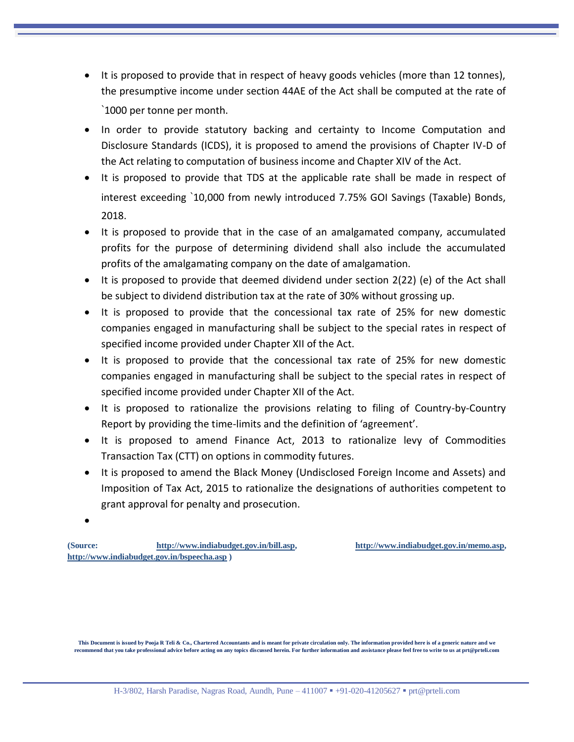- It is proposed to provide that in respect of heavy goods vehicles (more than 12 tonnes), the presumptive income under section 44AE of the Act shall be computed at the rate of `1000 per tonne per month.
- In order to provide statutory backing and certainty to Income Computation and Disclosure Standards (ICDS), it is proposed to amend the provisions of Chapter IV-D of the Act relating to computation of business income and Chapter XIV of the Act.
- It is proposed to provide that TDS at the applicable rate shall be made in respect of interest exceeding `10,000 from newly introduced 7.75% GOI Savings (Taxable) Bonds, 2018.
- It is proposed to provide that in the case of an amalgamated company, accumulated profits for the purpose of determining dividend shall also include the accumulated profits of the amalgamating company on the date of amalgamation.
- It is proposed to provide that deemed dividend under section 2(22) (e) of the Act shall be subject to dividend distribution tax at the rate of 30% without grossing up.
- It is proposed to provide that the concessional tax rate of 25% for new domestic companies engaged in manufacturing shall be subject to the special rates in respect of specified income provided under Chapter XII of the Act.
- It is proposed to provide that the concessional tax rate of 25% for new domestic companies engaged in manufacturing shall be subject to the special rates in respect of specified income provided under Chapter XII of the Act.
- It is proposed to rationalize the provisions relating to filing of Country-by-Country Report by providing the time-limits and the definition of 'agreement'.
- It is proposed to amend Finance Act, 2013 to rationalize levy of Commodities Transaction Tax (CTT) on options in commodity futures.
- It is proposed to amend the Black Money (Undisclosed Foreign Income and Assets) and Imposition of Tax Act, 2015 to rationalize the designations of authorities competent to grant approval for penalty and prosecution.
-

**(Source: http://www.indiabudget.gov.in/bill.asp, http://www.indiabudget.gov.in/memo.asp, http://www.indiabudget.gov.in/bspeecha.asp )**

**This Document is issued by Pooja R Teli & Co., Chartered Accountants and is meant for private circulation only. The information provided here is of a generic nature and we recommend that you take professional advice before acting on any topics discussed herein. For further information and assistance please feel free to write to us at prt@prteli.com**

H-3/802, Harsh Paradise, Nagras Road, Aundh, Pune – 411007 ▪ +91-020-41205627 ▪ prt@prteli.com